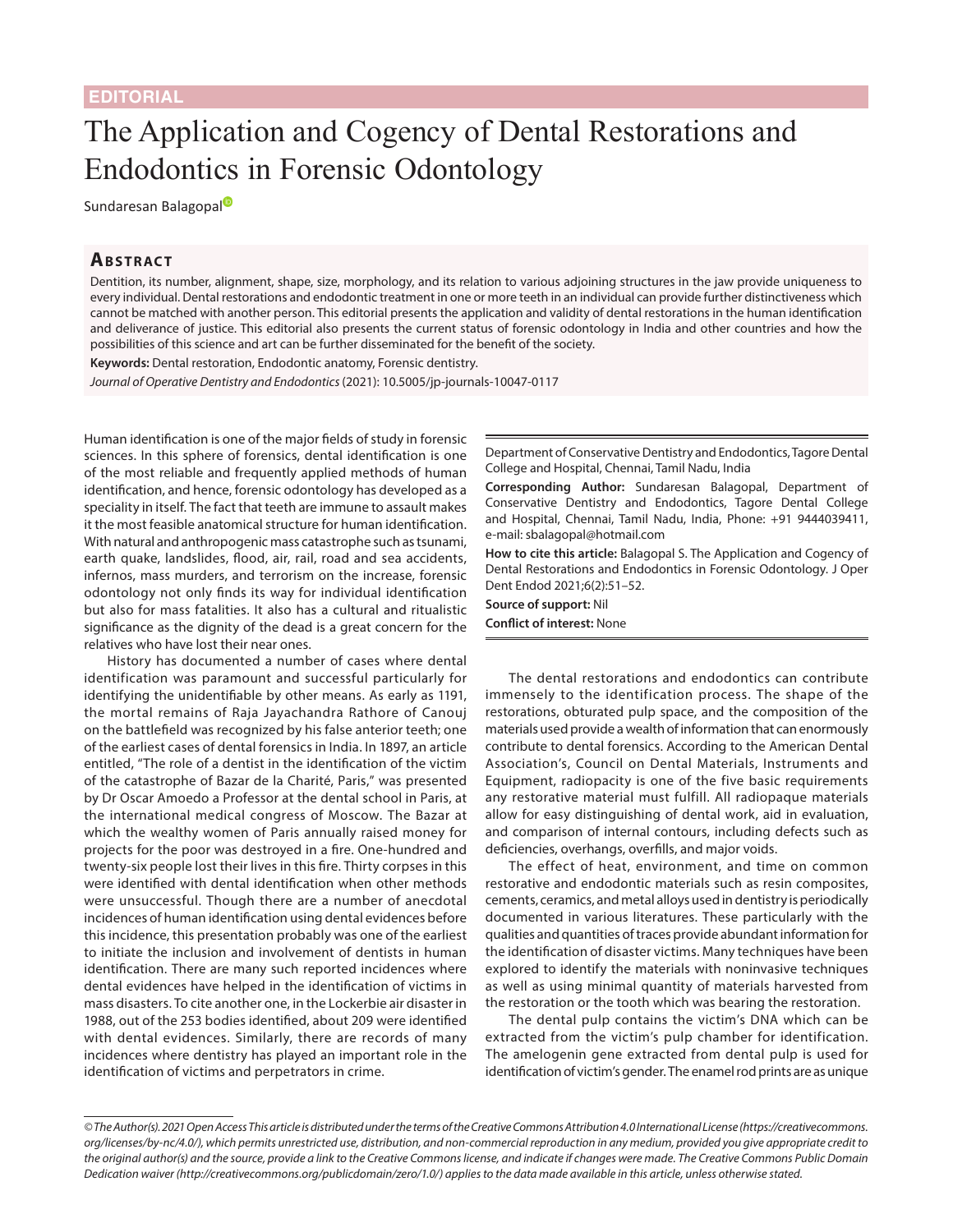EDITORIAL

# The Application and Cogency of Dental Restorations and Endodontics in Forensic Odontology

Sundaresan Balagopal

## Abstract

Dentition, its number, alignment, shape, size, morphology, and its relation to various adjoining structures in the jaw provide uniqueness to every individual. Dental restorations and endodontic treatment in one or more teeth in an individual can provide further distinctiveness which cannot be matched with another person. This editorial presents the application and validity of dental restorations in the human identification and deliverance of justice. This editorial also presents the current status of forensic odontology in India and other countries and how the possibilities of this science and art can be further disseminated for the benefit of the society.

**Keywords:** Dental restoration, Endodontic anatomy, Forensic dentistry.

*Journal of Operative Dentistry and Endodontics* (2021): 10.5005/jp-journals-10047-0117

Human identification is one of the major fields of study in forensic sciences. In this sphere of forensics, dental identification is one of the most reliable and frequently applied methods of human identification, and hence, forensic odontology has developed as a speciality in itself. The fact that teeth are immune to assault makes it the most feasible anatomical structure for human identification. With natural and anthropogenic mass catastrophe such as tsunami, earth quake, landslides, flood, air, rail, road and sea accidents, infernos, mass murders, and terrorism on the increase, forensic odontology not only finds its way for individual identification but also for mass fatalities. It also has a cultural and ritualistic significance as the dignity of the dead is a great concern for the relatives who have lost their near ones.

History has documented a number of cases where dental identification was paramount and successful particularly for identifying the unidentifiable by other means. As early as 1191, the mortal remains of Raja Jayachandra Rathore of Canouj on the battlefield was recognized by his false anterior teeth; one of the earliest cases of dental forensics in India. In 1897, an article entitled, "The role of a dentist in the identification of the victim of the catastrophe of Bazar de la Charité, Paris," was presented by Dr Oscar Amoedo a Professor at the dental school in Paris, at the international medical congress of Moscow. The Bazar at which the wealthy women of Paris annually raised money for projects for the poor was destroyed in a fire. One-hundred and twenty-six people lost their lives in this fire. Thirty corpses in this were identified with dental identification when other methods were unsuccessful. Though there are a number of anecdotal incidences of human identification using dental evidences before this incidence, this presentation probably was one of the earliest to initiate the inclusion and involvement of dentists in human identification. There are many such reported incidences where dental evidences have helped in the identification of victims in mass disasters. To cite another one, in the Lockerbie air disaster in 1988, out of the 253 bodies identified, about 209 were identified with dental evidences. Similarly, there are records of many incidences where dentistry has played an important role in the identification of victims and perpetrators in crime.

Department of Conservative Dentistry and Endodontics, Tagore Dental College and Hospital, Chennai, Tamil Nadu, India

**Corresponding Author:** Sundaresan Balagopal, Department of Conservative Dentistry and Endodontics, Tagore Dental College and Hospital, Chennai, Tamil Nadu, India, Phone: +91 9444039411, e-mail: sbalagopal@hotmail.com

**How to cite this article:** Balagopal S. The Application and Cogency of Dental Restorations and Endodontics in Forensic Odontology. J Oper Dent Endod 2021;6(2):51–52.

**Source of support:** Nil

**Conflict of interest:** None

The dental restorations and endodontics can contribute immensely to the identification process. The shape of the restorations, obturated pulp space, and the composition of the materials used provide a wealth of information that can enormously contribute to dental forensics. According to the American Dental Association's, Council on Dental Materials, Instruments and Equipment, radiopacity is one of the five basic requirements any restorative material must fulfill. All radiopaque materials allow for easy distinguishing of dental work, aid in evaluation, and comparison of internal contours, including defects such as deficiencies, overhangs, overfills, and major voids.

The effect of heat, environment, and time on common restorative and endodontic materials such as resin composites, cements, ceramics, and metal alloys used in dentistry is periodically documented in various literatures. These particularly with the qualities and quantities of traces provide abundant information for the identification of disaster victims. Many techniques have been explored to identify the materials with noninvasive techniques as well as using minimal quantity of materials harvested from the restoration or the tooth which was bearing the restoration.

The dental pulp contains the victim's DNA which can be extracted from the victim's pulp chamber for identification. The amelogenin gene extracted from dental pulp is used for identification of victim's gender. The enamel rod prints are as unique

*© The Author(s). 2021 Open Access This article is distributed under the terms of the Creative Commons Attribution 4.0 International License (https://creativecommons.org/licenses/by-nc/4.0/), which permits unrestricted use, distribution, and non-commercial reproduction in any medium, provided you give appropriate credit to the original author(s) and the source, provide a link to the Creative Commons license, and indicate if changes were made. The Creative Commons Public Domain Dedication waiver (http://creativecommons.org/publicdomain/zero/1.0/) applies to the data made available in this article, unless otherwise stated.*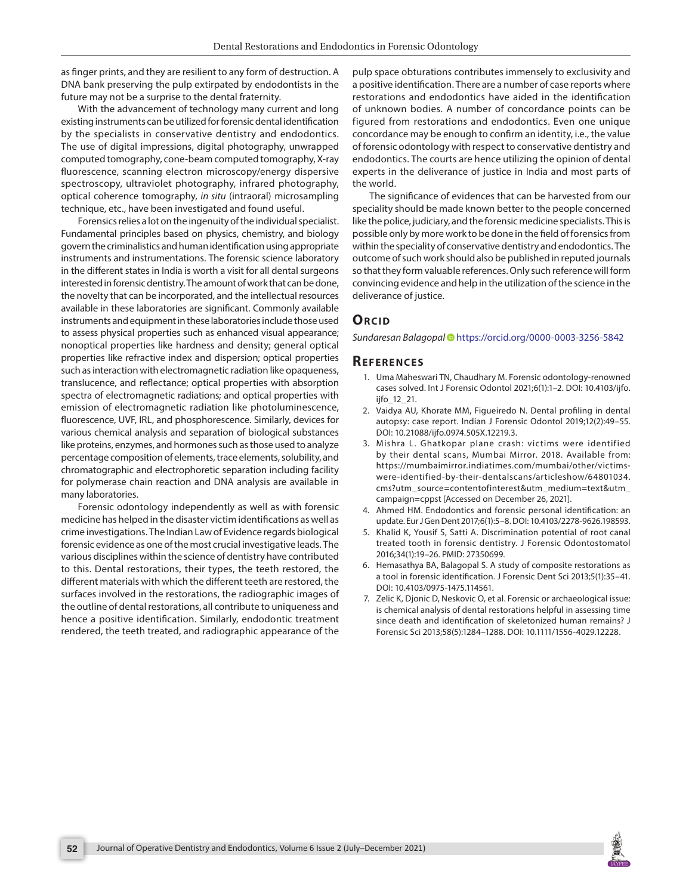as finger prints, and they are resilient to any form of destruction. A DNA bank preserving the pulp extirpated by endodontists in the future may not be a surprise to the dental fraternity.

With the advancement of technology many current and long existing instruments can be utilized for forensic dental identification by the specialists in conservative dentistry and endodontics. The use of digital impressions, digital photography, unwrapped computed tomography, cone-beam computed tomography, X-ray fluorescence, scanning electron microscopy/energy dispersive spectroscopy, ultraviolet photography, infrared photography, optical coherence tomography, *in situ* (intraoral) microsampling technique, etc., have been investigated and found useful.

Forensics relies a lot on the ingenuity of the individual specialist. Fundamental principles based on physics, chemistry, and biology govern the criminalistics and human identification using appropriate instruments and instrumentations. The forensic science laboratory in the different states in India is worth a visit for all dental surgeons interested in forensic dentistry. The amount of work that can be done, the novelty that can be incorporated, and the intellectual resources available in these laboratories are significant. Commonly available instruments and equipment in these laboratories include those used to assess physical properties such as enhanced visual appearance; nonoptical properties like hardness and density; general optical properties like refractive index and dispersion; optical properties such as interaction with electromagnetic radiation like opaqueness, translucence, and reflectance; optical properties with absorption spectra of electromagnetic radiations; and optical properties with emission of electromagnetic radiation like photoluminescence, fluorescence, UVF, IRL, and phosphorescence. Similarly, devices for various chemical analysis and separation of biological substances like proteins, enzymes, and hormones such as those used to analyze percentage composition of elements, trace elements, solubility, and chromatographic and electrophoretic separation including facility for polymerase chain reaction and DNA analysis are available in many laboratories.

Forensic odontology independently as well as with forensic medicine has helped in the disaster victim identifications as well as crime investigations. The Indian Law of Evidence regards biological forensic evidence as one of the most crucial investigative leads. The various disciplines within the science of dentistry have contributed to this. Dental restorations, their types, the teeth restored, the different materials with which the different teeth are restored, the surfaces involved in the restorations, the radiographic images of the outline of dental restorations, all contribute to uniqueness and hence a positive identification. Similarly, endodontic treatment rendered, the teeth treated, and radiographic appearance of the pulp space obturations contributes immensely to exclusivity and a positive identification. There are a number of case reports where restorations and endodontics have aided in the identification of unknown bodies. A number of concordance points can be figured from restorations and endodontics. Even one unique concordance may be enough to confirm an identity, i.e., the value of forensic odontology with respect to conservative dentistry and endodontics. The courts are hence utilizing the opinion of dental experts in the deliverance of justice in India and most parts of the world.

The significance of evidences that can be harvested from our speciality should be made known better to the people concerned like the police, judiciary, and the forensic medicine specialists. This is possible only by more work to be done in the field of forensics from within the speciality of conservative dentistry and endodontics. The outcome of such work should also be published in reputed journals so that they form valuable references. Only such reference will form convincing evidence and help in the utilization of the science in the deliverance of justice.

## Orcid

*Sundaresan Balagopal* https://orcid.org/0000-0003-3256-5842

## References

1. Uma Maheswari TN, Chaudhary M. Forensic odontology-renowned cases solved. Int J Forensic Odontol 2021;6(1):1–2. DOI: 10.4103/ijfo.ijfo_12_21.
2. Vaidya AU, Khorate MM, Figueiredo N. Dental profiling in dental autopsy: case report. Indian J Forensic Odontol 2019;12(2):49–55. DOI: 10.21088/ijfo.0974.505X.12219.3.
3. Mishra L. Ghatkopar plane crash: victims were identified by their dental scans, Mumbai Mirror. 2018. Available from: https://mumbaimirror.indiatimes.com/mumbai/other/victims-were-identified-by-their-dentalscans/articleshow/64801034.cms?utm_source=contentofinterest&utm_medium=text&utm_campaign=cppst [Accessed on December 26, 2021].
4. Ahmed HM. Endodontics and forensic personal identification: an update. Eur J Gen Dent 2017;6(1):5–8. DOI: 10.4103/2278-9626.198593.
5. Khalid K, Yousif S, Satti A. Discrimination potential of root canal treated tooth in forensic dentistry. J Forensic Odontostomatol 2016;34(1):19–26. PMID: 27350699.
6. Hemasathya BA, Balagopal S. A study of composite restorations as a tool in forensic identification. J Forensic Dent Sci 2013;5(1):35–41. DOI: 10.4103/0975-1475.114561.
7. Zelic K, Djonic D, Neskovic O, et al. Forensic or archaeological issue: is chemical analysis of dental restorations helpful in assessing time since death and identification of skeletonized human remains? J Forensic Sci 2013;58(5):1284–1288. DOI: 10.1111/1556-4029.12228.